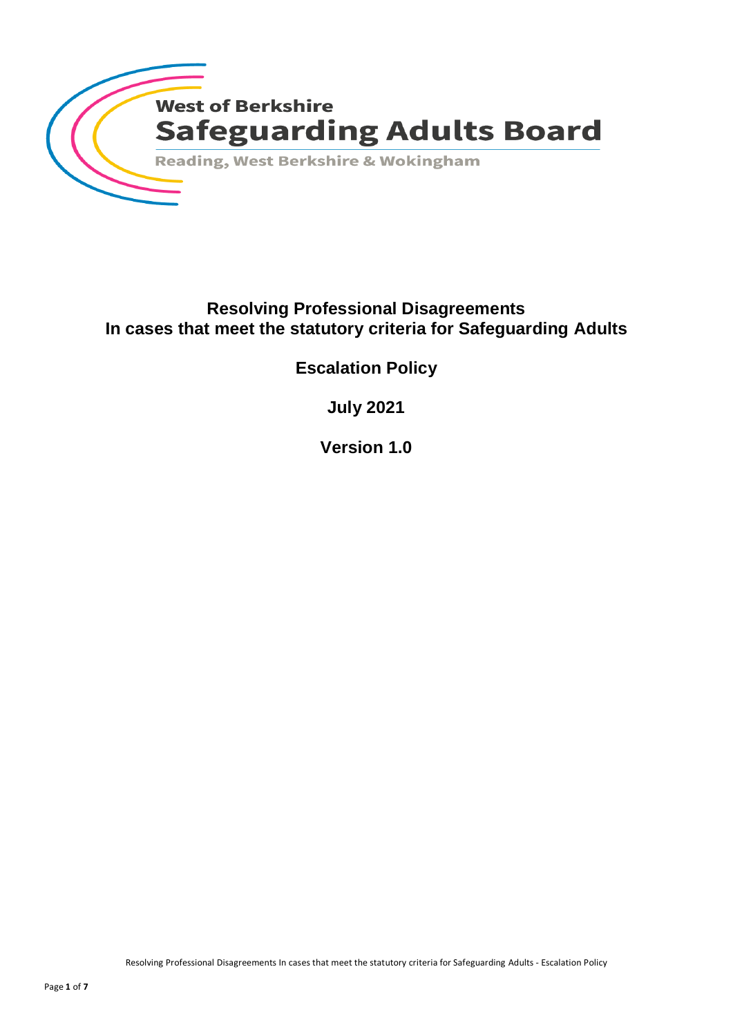West of Berkshire

# Safeguarding Adults Board

Reading, West Berkshire & Wokingham

## Resolving Professional Disagreements
## In cases that meet the statutory criteria for Safeguarding Adults

**Escalation Policy**

**July 2021**

**Version 1.0**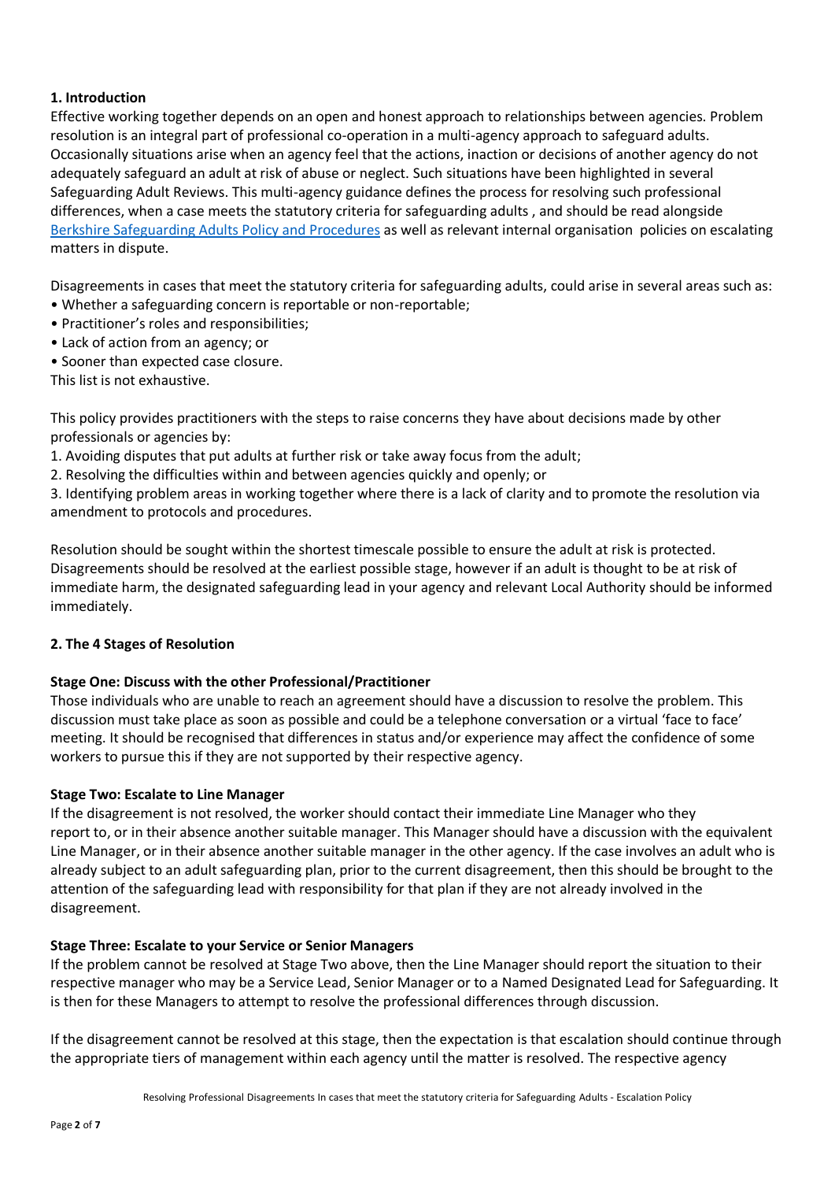## 1. Introduction

Effective working together depends on an open and honest approach to relationships between agencies. Problem resolution is an integral part of professional co-operation in a multi-agency approach to safeguard adults. Occasionally situations arise when an agency feel that the actions, inaction or decisions of another agency do not adequately safeguard an adult at risk of abuse or neglect. Such situations have been highlighted in several Safeguarding Adult Reviews. This multi-agency guidance defines the process for resolving such professional differences, when a case meets the statutory criteria for safeguarding adults , and should be read alongside [Berkshire Safeguarding Adults Policy and Procedures] as well as relevant internal organisation policies on escalating matters in dispute.

Disagreements in cases that meet the statutory criteria for safeguarding adults, could arise in several areas such as:

- Whether a safeguarding concern is reportable or non-reportable;
- Practitioner's roles and responsibilities;
- Lack of action from an agency; or
- Sooner than expected case closure.

This list is not exhaustive.

This policy provides practitioners with the steps to raise concerns they have about decisions made by other professionals or agencies by:

1. Avoiding disputes that put adults at further risk or take away focus from the adult;
2. Resolving the difficulties within and between agencies quickly and openly; or
3. Identifying problem areas in working together where there is a lack of clarity and to promote the resolution via amendment to protocols and procedures.

Resolution should be sought within the shortest timescale possible to ensure the adult at risk is protected. Disagreements should be resolved at the earliest possible stage, however if an adult is thought to be at risk of immediate harm, the designated safeguarding lead in your agency and relevant Local Authority should be informed immediately.

## 2. The 4 Stages of Resolution

### Stage One: Discuss with the other Professional/Practitioner

Those individuals who are unable to reach an agreement should have a discussion to resolve the problem. This discussion must take place as soon as possible and could be a telephone conversation or a virtual 'face to face' meeting. It should be recognised that differences in status and/or experience may affect the confidence of some workers to pursue this if they are not supported by their respective agency.

### Stage Two: Escalate to Line Manager

If the disagreement is not resolved, the worker should contact their immediate Line Manager who they report to, or in their absence another suitable manager. This Manager should have a discussion with the equivalent Line Manager, or in their absence another suitable manager in the other agency. If the case involves an adult who is already subject to an adult safeguarding plan, prior to the current disagreement, then this should be brought to the attention of the safeguarding lead with responsibility for that plan if they are not already involved in the disagreement.

### Stage Three: Escalate to your Service or Senior Managers

If the problem cannot be resolved at Stage Two above, then the Line Manager should report the situation to their respective manager who may be a Service Lead, Senior Manager or to a Named Designated Lead for Safeguarding. It is then for these Managers to attempt to resolve the professional differences through discussion.

If the disagreement cannot be resolved at this stage, then the expectation is that escalation should continue through the appropriate tiers of management within each agency until the matter is resolved. The respective agency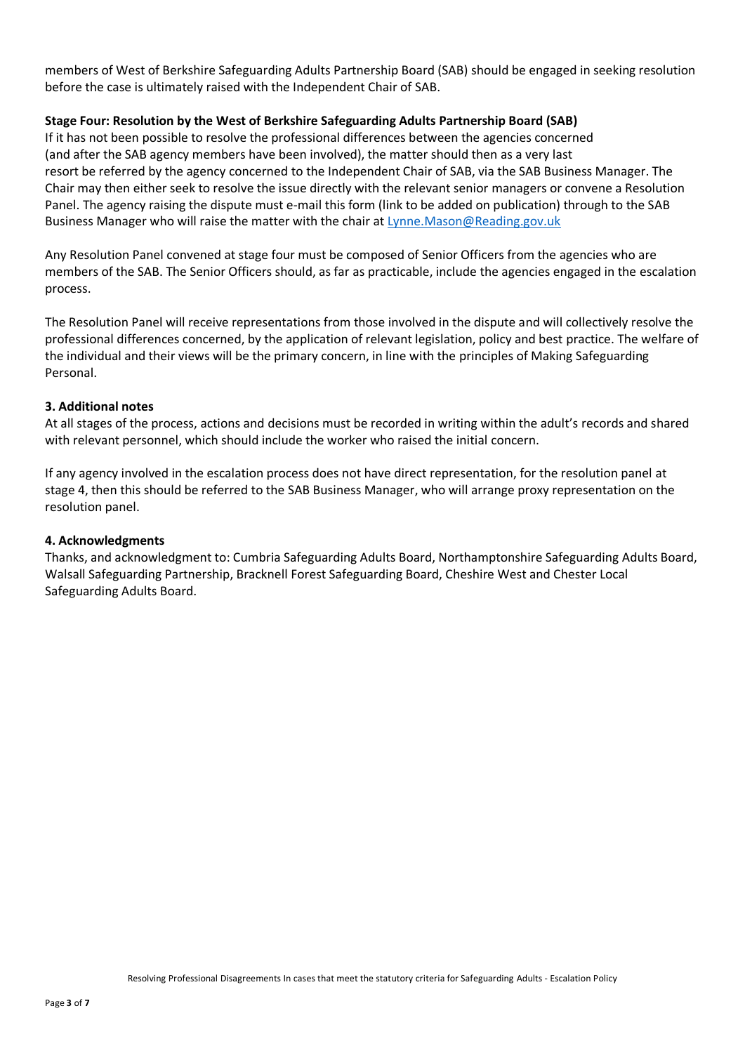members of West of Berkshire Safeguarding Adults Partnership Board (SAB) should be engaged in seeking resolution before the case is ultimately raised with the Independent Chair of SAB.

**Stage Four: Resolution by the West of Berkshire Safeguarding Adults Partnership Board (SAB)**

If it has not been possible to resolve the professional differences between the agencies concerned (and after the SAB agency members have been involved), the matter should then as a very last resort be referred by the agency concerned to the Independent Chair of SAB, via the SAB Business Manager. The Chair may then either seek to resolve the issue directly with the relevant senior managers or convene a Resolution Panel. The agency raising the dispute must e-mail this form (link to be added on publication) through to the SAB Business Manager who will raise the matter with the chair at Lynne.Mason@Reading.gov.uk

Any Resolution Panel convened at stage four must be composed of Senior Officers from the agencies who are members of the SAB. The Senior Officers should, as far as practicable, include the agencies engaged in the escalation process.

The Resolution Panel will receive representations from those involved in the dispute and will collectively resolve the professional differences concerned, by the application of relevant legislation, policy and best practice. The welfare of the individual and their views will be the primary concern, in line with the principles of Making Safeguarding Personal.

### 3. Additional notes

At all stages of the process, actions and decisions must be recorded in writing within the adult's records and shared with relevant personnel, which should include the worker who raised the initial concern.

If any agency involved in the escalation process does not have direct representation, for the resolution panel at stage 4, then this should be referred to the SAB Business Manager, who will arrange proxy representation on the resolution panel.

### 4. Acknowledgments

Thanks, and acknowledgment to: Cumbria Safeguarding Adults Board, Northamptonshire Safeguarding Adults Board, Walsall Safeguarding Partnership, Bracknell Forest Safeguarding Board, Cheshire West and Chester Local Safeguarding Adults Board.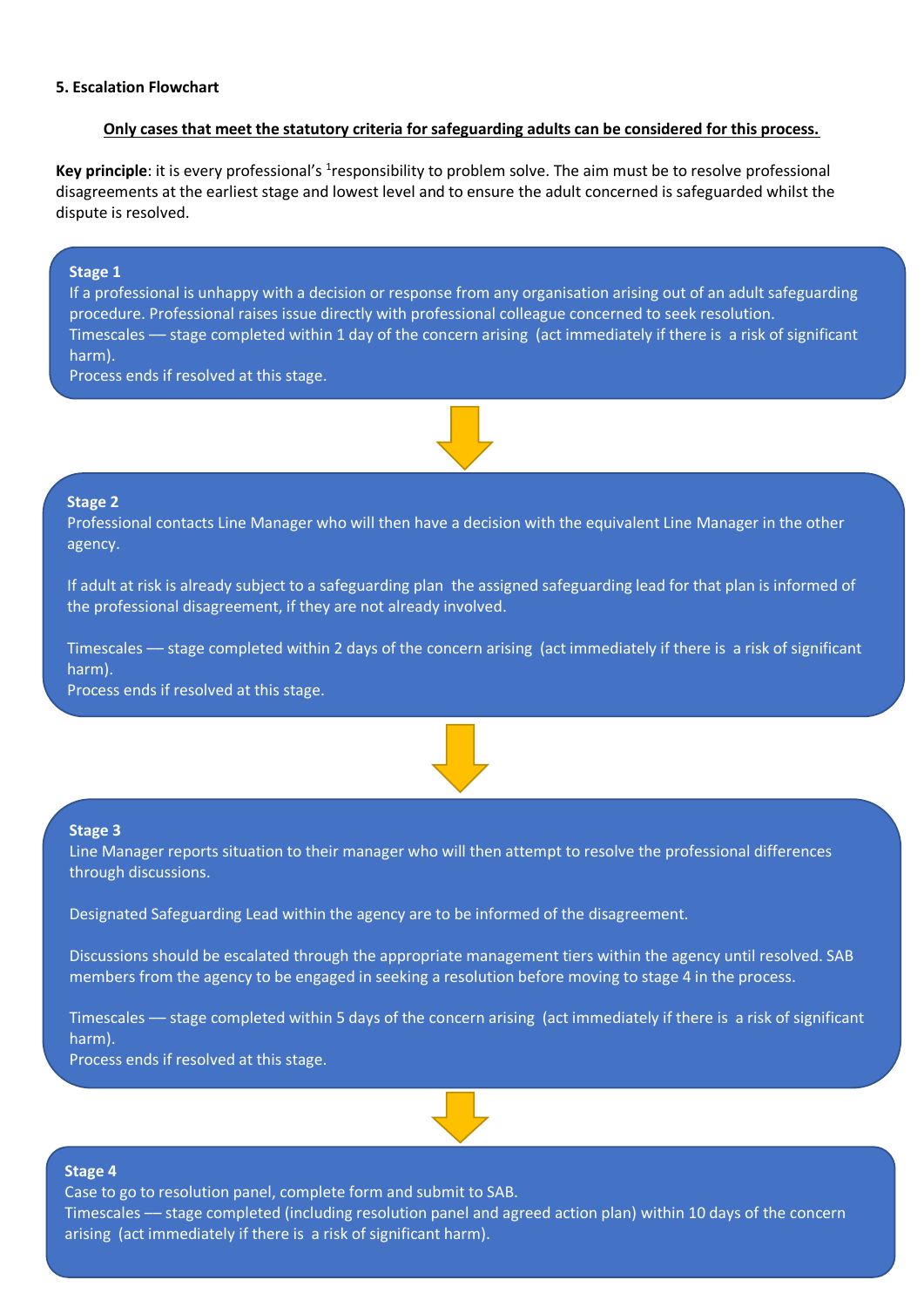### 5. Escalation Flowchart

**Only cases that meet the statutory criteria for safeguarding adults can be considered for this process.**

**Key principle**: it is every professional's [1]responsibility to problem solve. The aim must be to resolve professional disagreements at the earliest stage and lowest level and to ensure the adult concerned is safeguarded whilst the dispute is resolved.

**Stage 1**

If a professional is unhappy with a decision or response from any organisation arising out of an adult safeguarding procedure. Professional raises issue directly with professional colleague concerned to seek resolution.

Timescales — stage completed within 1 day of the concern arising (act immediately if there is a risk of significant harm).

Process ends if resolved at this stage.

↓

**Stage 2**

Professional contacts Line Manager who will then have a decision with the equivalent Line Manager in the other agency.

If adult at risk is already subject to a safeguarding plan the assigned safeguarding lead for that plan is informed of the professional disagreement, if they are not already involved.

Timescales — stage completed within 2 days of the concern arising (act immediately if there is a risk of significant harm).

Process ends if resolved at this stage.

↓

**Stage 3**

Line Manager reports situation to their manager who will then attempt to resolve the professional differences through discussions.

Designated Safeguarding Lead within the agency are to be informed of the disagreement.

Discussions should be escalated through the appropriate management tiers within the agency until resolved. SAB members from the agency to be engaged in seeking a resolution before moving to stage 4 in the process.

Timescales — stage completed within 5 days of the concern arising (act immediately if there is a risk of significant harm).

Process ends if resolved at this stage.

↓

**Stage 4**

Case to go to resolution panel, complete form and submit to SAB.

Timescales — stage completed (including resolution panel and agreed action plan) within 10 days of the concern arising (act immediately if there is a risk of significant harm).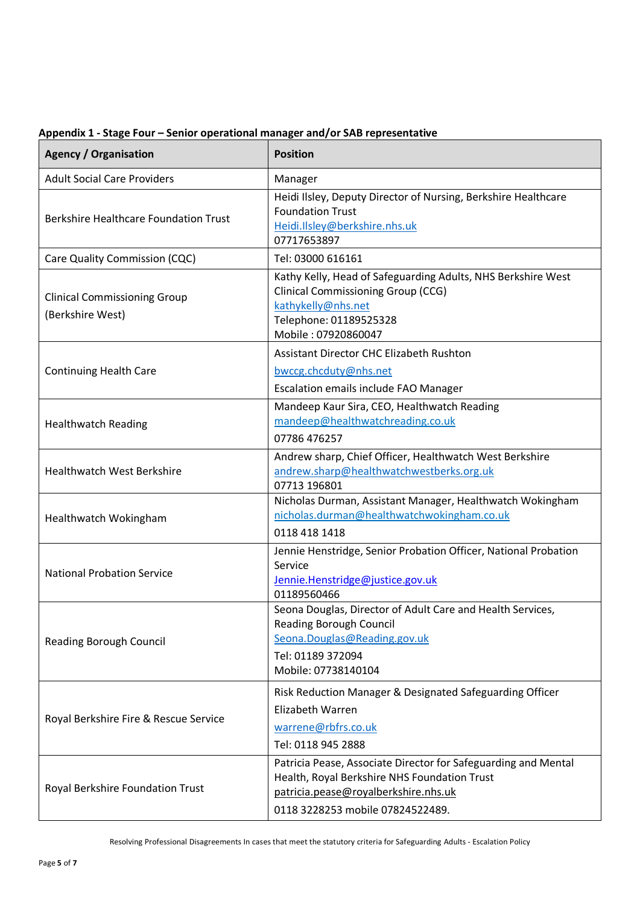**Appendix 1 - Stage Four – Senior operational manager and/or SAB representative**

| Agency / Organisation | Position |
|---|---|
| Adult Social Care Providers | Manager |
| Berkshire Healthcare Foundation Trust | Heidi Ilsley, Deputy Director of Nursing, Berkshire Healthcare Foundation Trust<br>Heidi.Ilsley@berkshire.nhs.uk<br>07717653897 |
| Care Quality Commission (CQC) | Tel: 03000 616161 |
| Clinical Commissioning Group (Berkshire West) | Kathy Kelly, Head of Safeguarding Adults, NHS Berkshire West Clinical Commissioning Group (CCG)<br>kathykelly@nhs.net<br>Telephone: 01189525328<br>Mobile : 07920860047 |
| Continuing Health Care | Assistant Director CHC Elizabeth Rushton<br>bwccg.chcduty@nhs.net<br>Escalation emails include FAO Manager |
| Healthwatch Reading | Mandeep Kaur Sira, CEO, Healthwatch Reading<br>mandeep@healthwatchreading.co.uk<br>07786 476257 |
| Healthwatch West Berkshire | Andrew sharp, Chief Officer, Healthwatch West Berkshire<br>andrew.sharp@healthwatchwestberks.org.uk<br>07713 196801 |
| Healthwatch Wokingham | Nicholas Durman, Assistant Manager, Healthwatch Wokingham<br>nicholas.durman@healthwatchwokingham.co.uk<br>0118 418 1418 |
| National Probation Service | Jennie Henstridge, Senior Probation Officer, National Probation Service<br>Jennie.Henstridge@justice.gov.uk<br>01189560466 |
| Reading Borough Council | Seona Douglas, Director of Adult Care and Health Services, Reading Borough Council<br>Seona.Douglas@Reading.gov.uk<br>Tel: 01189 372094<br>Mobile: 07738140104 |
| Royal Berkshire Fire & Rescue Service | Risk Reduction Manager & Designated Safeguarding Officer<br>Elizabeth Warren<br>warrene@rbfrs.co.uk<br>Tel: 0118 945 2888 |
| Royal Berkshire Foundation Trust | Patricia Pease, Associate Director for Safeguarding and Mental Health, Royal Berkshire NHS Foundation Trust<br>patricia.pease@royalberkshire.nhs.uk<br>0118 3228253 mobile 07824522489. |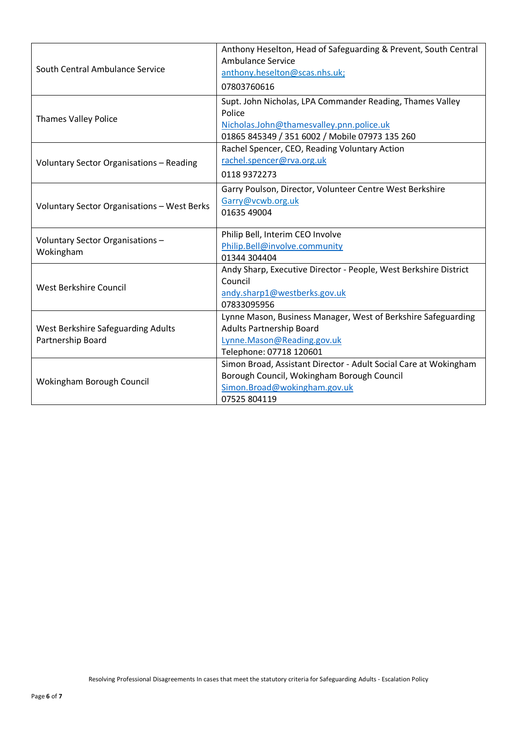| | |
|---|---|
| South Central Ambulance Service | Anthony Heselton, Head of Safeguarding & Prevent, South Central Ambulance Service<br>anthony.heselton@scas.nhs.uk;<br>07803760616 |
| Thames Valley Police | Supt. John Nicholas, LPA Commander Reading, Thames Valley Police<br>Nicholas.John@thamesvalley.pnn.police.uk<br>01865 845349 / 351 6002 / Mobile 07973 135 260 |
| Voluntary Sector Organisations – Reading | Rachel Spencer, CEO, Reading Voluntary Action<br>rachel.spencer@rva.org.uk<br>0118 9372273 |
| Voluntary Sector Organisations – West Berks | Garry Poulson, Director, Volunteer Centre West Berkshire<br>Garry@vcwb.org.uk<br>01635 49004 |
| Voluntary Sector Organisations – Wokingham | Philip Bell, Interim CEO Involve<br>Philip.Bell@involve.community<br>01344 304404 |
| West Berkshire Council | Andy Sharp, Executive Director - People, West Berkshire District Council<br>andy.sharp1@westberks.gov.uk<br>07833095956 |
| West Berkshire Safeguarding Adults Partnership Board | Lynne Mason, Business Manager, West of Berkshire Safeguarding Adults Partnership Board<br>Lynne.Mason@Reading.gov.uk<br>Telephone: 07718 120601 |
| Wokingham Borough Council | Simon Broad, Assistant Director - Adult Social Care at Wokingham Borough Council, Wokingham Borough Council<br>Simon.Broad@wokingham.gov.uk<br>07525 804119 |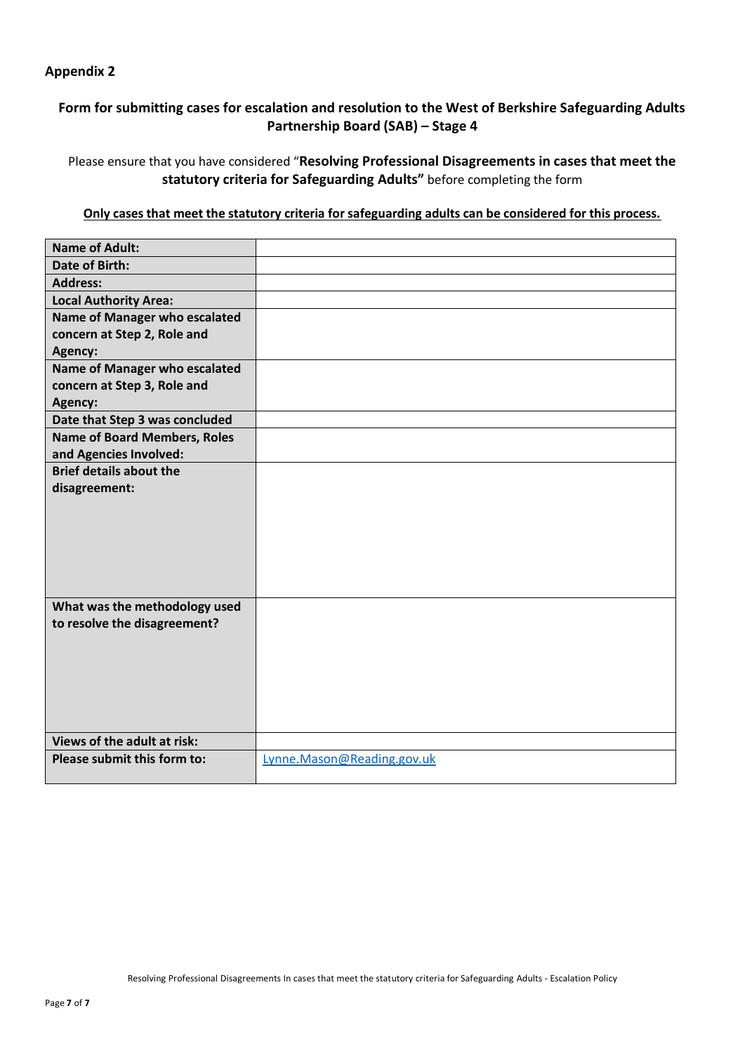**Appendix 2**

## Form for submitting cases for escalation and resolution to the West of Berkshire Safeguarding Adults Partnership Board (SAB) – Stage 4

Please ensure that you have considered "**Resolving Professional Disagreements in cases that meet the statutory criteria for Safeguarding Adults"** before completing the form

**Only cases that meet the statutory criteria for safeguarding adults can be considered for this process.**

| | |
|---|---|
| **Name of Adult:** | |
| **Date of Birth:** | |
| **Address:** | |
| **Local Authority Area:** | |
| **Name of Manager who escalated concern at Step 2, Role and Agency:** | |
| **Name of Manager who escalated concern at Step 3, Role and Agency:** | |
| **Date that Step 3 was concluded** | |
| **Name of Board Members, Roles and Agencies Involved:** | |
| **Brief details about the disagreement:** | |
| **What was the methodology used to resolve the disagreement?** | |
| **Views of the adult at risk:** | |
| **Please submit this form to:** | Lynne.Mason@Reading.gov.uk |